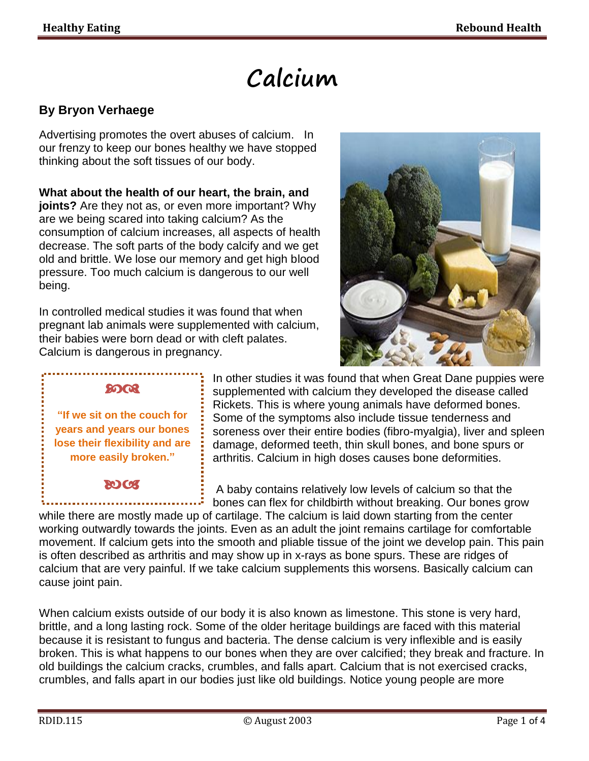# Calcium

**By Bryon Verhaege**

Advertising promotes the overt abuses of calcium. In our frenzy to keep our bones healthy we have stopped thinking about the soft tissues of our body.

**What about the health of our heart, the brain, and joints?** Are they not as, or even more important? Why are we being scared into taking calcium? As the consumption of calcium increases, all aspects of health decrease. The soft parts of the body calcify and we get old and brittle. We lose our memory and get high blood pressure. Too much calcium is dangerous to our well being.

In controlled medical studies it was found that when pregnant lab animals were supplemented with calcium, their babies were born dead or with cleft palates. Calcium is dangerous in pregnancy.

> **"If we sit on the couch for years and years our bones lose their flexibility and are more easily broken."**

In other studies it was found that when Great Dane puppies were supplemented with calcium they developed the disease called Rickets. This is where young animals have deformed bones. Some of the symptoms also include tissue tenderness and soreness over their entire bodies (fibro-myalgia), liver and spleen damage, deformed teeth, thin skull bones, and bone spurs or arthritis. Calcium in high doses causes bone deformities.

A baby contains relatively low levels of calcium so that the bones can flex for childbirth without breaking. Our bones grow while there are mostly made up of cartilage. The calcium is laid down starting from the center working outwardly towards the joints. Even as an adult the joint remains cartilage for comfortable movement. If calcium gets into the smooth and pliable tissue of the joint we develop pain. This pain is often described as arthritis and may show up in x-rays as bone spurs. These are ridges of calcium that are very painful. If we take calcium supplements this worsens. Basically calcium can cause joint pain.

When calcium exists outside of our body it is also known as limestone. This stone is very hard, brittle, and a long lasting rock. Some of the older heritage buildings are faced with this material because it is resistant to fungus and bacteria. The dense calcium is very inflexible and is easily broken. This is what happens to our bones when they are over calcified; they break and fracture. In old buildings the calcium cracks, crumbles, and falls apart. Calcium that is not exercised cracks, crumbles, and falls apart in our bodies just like old buildings. Notice young people are more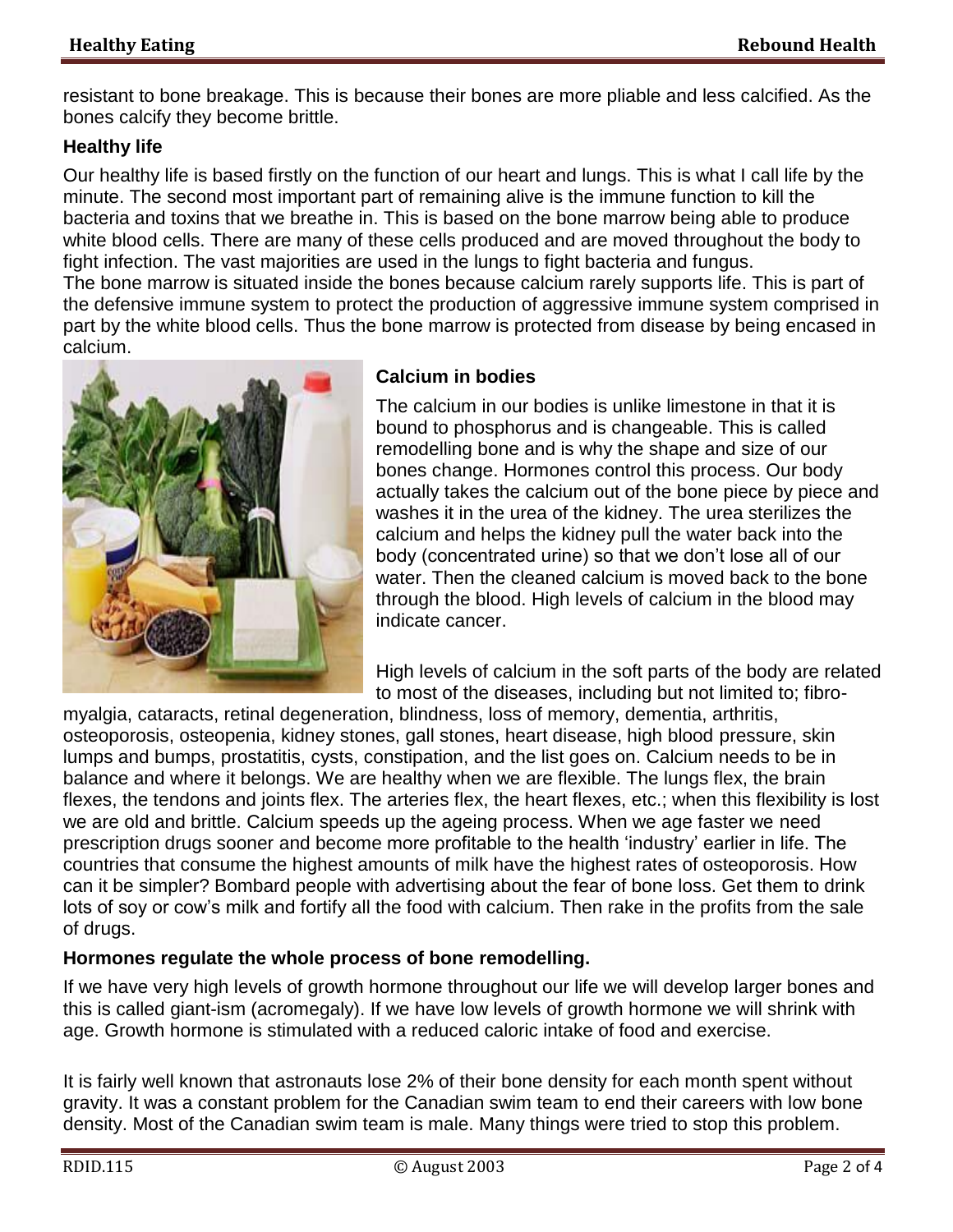resistant to bone breakage. This is because their bones are more pliable and less calcified. As the bones calcify they become brittle.

**Healthy life**

Our healthy life is based firstly on the function of our heart and lungs. This is what I call life by the minute. The second most important part of remaining alive is the immune function to kill the bacteria and toxins that we breathe in. This is based on the bone marrow being able to produce white blood cells. There are many of these cells produced and are moved throughout the body to fight infection. The vast majorities are used in the lungs to fight bacteria and fungus.
The bone marrow is situated inside the bones because calcium rarely supports life. This is part of the defensive immune system to protect the production of aggressive immune system comprised in part by the white blood cells. Thus the bone marrow is protected from disease by being encased in calcium.

**Calcium in bodies**

The calcium in our bodies is unlike limestone in that it is bound to phosphorus and is changeable. This is called remodelling bone and is why the shape and size of our bones change. Hormones control this process. Our body actually takes the calcium out of the bone piece by piece and washes it in the urea of the kidney. The urea sterilizes the calcium and helps the kidney pull the water back into the body (concentrated urine) so that we don't lose all of our water. Then the cleaned calcium is moved back to the bone through the blood. High levels of calcium in the blood may indicate cancer.

High levels of calcium in the soft parts of the body are related to most of the diseases, including but not limited to; fibro-myalgia, cataracts, retinal degeneration, blindness, loss of memory, dementia, arthritis, osteoporosis, osteopenia, kidney stones, gall stones, heart disease, high blood pressure, skin lumps and bumps, prostatitis, cysts, constipation, and the list goes on. Calcium needs to be in balance and where it belongs. We are healthy when we are flexible. The lungs flex, the brain flexes, the tendons and joints flex. The arteries flex, the heart flexes, etc.; when this flexibility is lost we are old and brittle. Calcium speeds up the ageing process. When we age faster we need prescription drugs sooner and become more profitable to the health 'industry' earlier in life. The countries that consume the highest amounts of milk have the highest rates of osteoporosis. How can it be simpler? Bombard people with advertising about the fear of bone loss. Get them to drink lots of soy or cow's milk and fortify all the food with calcium. Then rake in the profits from the sale of drugs.

**Hormones regulate the whole process of bone remodelling.**

If we have very high levels of growth hormone throughout our life we will develop larger bones and this is called giant-ism (acromegaly). If we have low levels of growth hormone we will shrink with age. Growth hormone is stimulated with a reduced caloric intake of food and exercise.

It is fairly well known that astronauts lose 2% of their bone density for each month spent without gravity. It was a constant problem for the Canadian swim team to end their careers with low bone density. Most of the Canadian swim team is male. Many things were tried to stop this problem.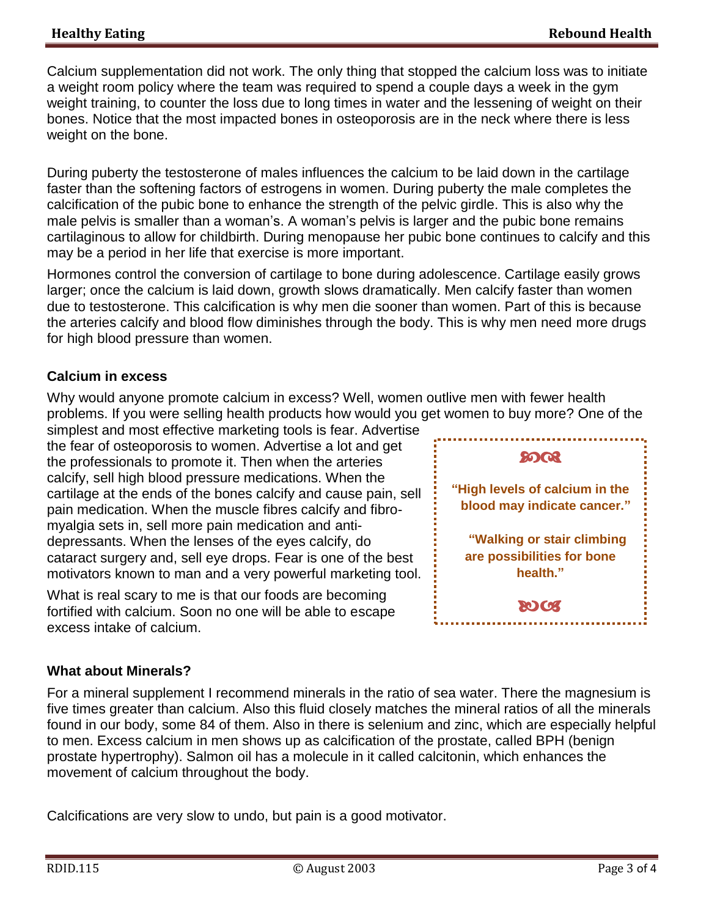Calcium supplementation did not work. The only thing that stopped the calcium loss was to initiate a weight room policy where the team was required to spend a couple days a week in the gym weight training, to counter the loss due to long times in water and the lessening of weight on their bones. Notice that the most impacted bones in osteoporosis are in the neck where there is less weight on the bone.

During puberty the testosterone of males influences the calcium to be laid down in the cartilage faster than the softening factors of estrogens in women. During puberty the male completes the calcification of the pubic bone to enhance the strength of the pelvic girdle. This is also why the male pelvis is smaller than a woman's. A woman's pelvis is larger and the pubic bone remains cartilaginous to allow for childbirth. During menopause her pubic bone continues to calcify and this may be a period in her life that exercise is more important.

Hormones control the conversion of cartilage to bone during adolescence. Cartilage easily grows larger; once the calcium is laid down, growth slows dramatically. Men calcify faster than women due to testosterone. This calcification is why men die sooner than women. Part of this is because the arteries calcify and blood flow diminishes through the body. This is why men need more drugs for high blood pressure than women.

**Calcium in excess**

Why would anyone promote calcium in excess? Well, women outlive men with fewer health problems. If you were selling health products how would you get women to buy more? One of the simplest and most effective marketing tools is fear. Advertise the fear of osteoporosis to women. Advertise a lot and get the professionals to promote it. Then when the arteries calcify, sell high blood pressure medications. When the cartilage at the ends of the bones calcify and cause pain, sell pain medication. When the muscle fibres calcify and fibro-myalgia sets in, sell more pain medication and anti-depressants. When the lenses of the eyes calcify, do cataract surgery and, sell eye drops. Fear is one of the best motivators known to man and a very powerful marketing tool.

What is real scary to me is that our foods are becoming fortified with calcium. Soon no one will be able to escape excess intake of calcium.

> **"High levels of calcium in the blood may indicate cancer."**
>
> **"Walking or stair climbing are possibilities for bone health."**

**What about Minerals?**

For a mineral supplement I recommend minerals in the ratio of sea water. There the magnesium is five times greater than calcium. Also this fluid closely matches the mineral ratios of all the minerals found in our body, some 84 of them. Also in there is selenium and zinc, which are especially helpful to men. Excess calcium in men shows up as calcification of the prostate, called BPH (benign prostate hypertrophy). Salmon oil has a molecule in it called calcitonin, which enhances the movement of calcium throughout the body.

Calcifications are very slow to undo, but pain is a good motivator.